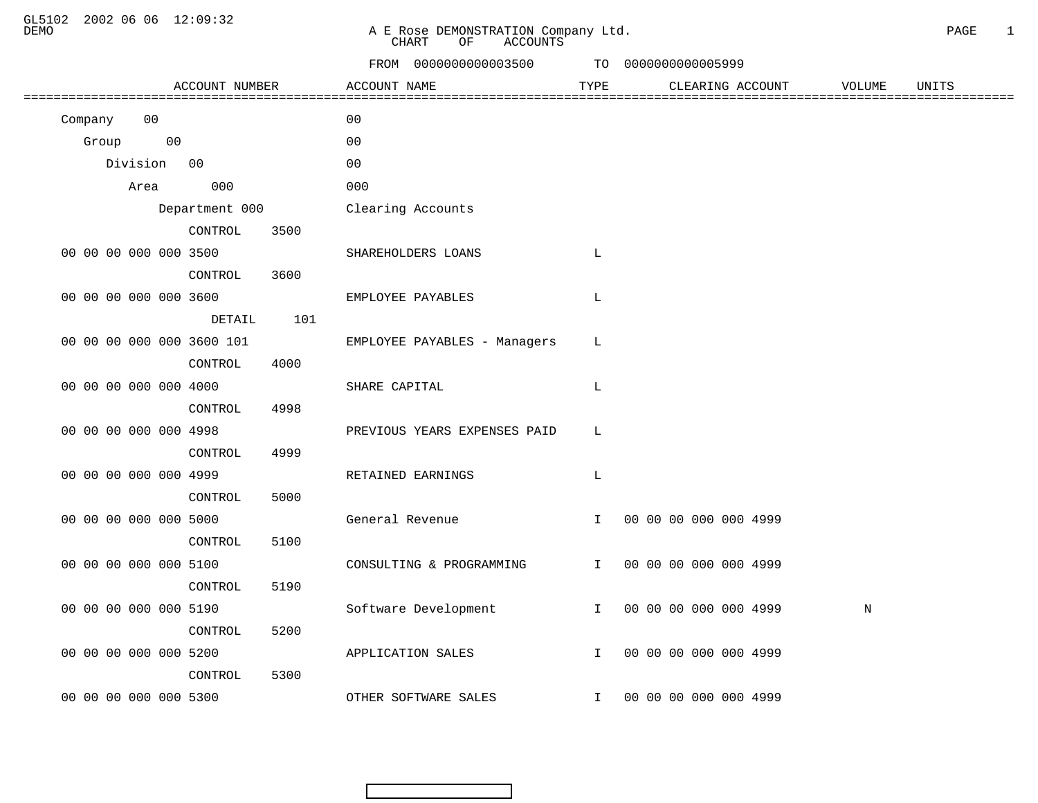GL5102 2002 06 06 12:09:32
DEMO

A E Rose DEMONSTRATION Company Ltd.
CHART OF ACCOUNTS

FROM 0000000000003500 TO 0000000000005999

| ACCOUNT NUMBER | ACCOUNT NAME | TYPE | CLEARING ACCOUNT | VOLUME | UNITS |
|---|---|---|---|---|---|
| Company 00 | 00 | | | | |
| Group 00 | 00 | | | | |
| Division 00 | 00 | | | | |
| Area 000 | 000 | | | | |
| Department 000 | Clearing Accounts | | | | |
| CONTROL 3500 | | | | | |
| 00 00 00 000 000 3500 | SHAREHOLDERS LOANS | L | | | |
| CONTROL 3600 | | | | | |
| 00 00 00 000 000 3600 | EMPLOYEE PAYABLES | L | | | |
| DETAIL 101 | | | | | |
| 00 00 00 000 000 3600 101 | EMPLOYEE PAYABLES - Managers | L | | | |
| CONTROL 4000 | | | | | |
| 00 00 00 000 000 4000 | SHARE CAPITAL | L | | | |
| CONTROL 4998 | | | | | |
| 00 00 00 000 000 4998 | PREVIOUS YEARS EXPENSES PAID | L | | | |
| CONTROL 4999 | | | | | |
| 00 00 00 000 000 4999 | RETAINED EARNINGS | L | | | |
| CONTROL 5000 | | | | | |
| 00 00 00 000 000 5000 | General Revenue | I | 00 00 00 000 000 4999 | | |
| CONTROL 5100 | | | | | |
| 00 00 00 000 000 5100 | CONSULTING & PROGRAMMING | I | 00 00 00 000 000 4999 | | |
| CONTROL 5190 | | | | | |
| 00 00 00 000 000 5190 | Software Development | I | 00 00 00 000 000 4999 | N | |
| CONTROL 5200 | | | | | |
| 00 00 00 000 000 5200 | APPLICATION SALES | I | 00 00 00 000 000 4999 | | |
| CONTROL 5300 | | | | | |
| 00 00 00 000 000 5300 | OTHER SOFTWARE SALES | I | 00 00 00 000 000 4999 | | |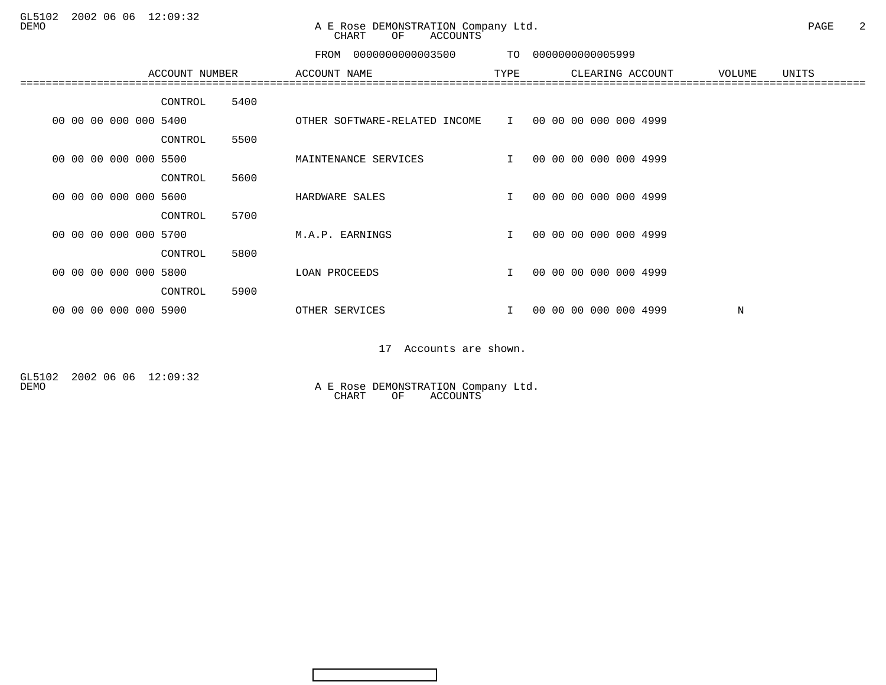A E Rose DEMONSTRATION Company Ltd.
CHART OF ACCOUNTS

FROM 0000000000003500 TO 0000000000005999

| ACCOUNT NUMBER | ACCOUNT NAME | TYPE | CLEARING ACCOUNT | VOLUME | UNITS |
|---|---|---|---|---|---|
| CONTROL 5400 | | | | | |
| 00 00 00 000 000 5400 | OTHER SOFTWARE-RELATED INCOME | I | 00 00 00 000 000 4999 | | |
| CONTROL 5500 | | | | | |
| 00 00 00 000 000 5500 | MAINTENANCE SERVICES | I | 00 00 00 000 000 4999 | | |
| CONTROL 5600 | | | | | |
| 00 00 00 000 000 5600 | HARDWARE SALES | I | 00 00 00 000 000 4999 | | |
| CONTROL 5700 | | | | | |
| 00 00 00 000 000 5700 | M.A.P. EARNINGS | I | 00 00 00 000 000 4999 | | |
| CONTROL 5800 | | | | | |
| 00 00 00 000 000 5800 | LOAN PROCEEDS | I | 00 00 00 000 000 4999 | | |
| CONTROL 5900 | | | | | |
| 00 00 00 000 000 5900 | OTHER SERVICES | I | 00 00 00 000 000 4999 | N | |

17 Accounts are shown.

GL5102 2002 06 06 12:09:32
DEMO

A E Rose DEMONSTRATION Company Ltd.
CHART OF ACCOUNTS